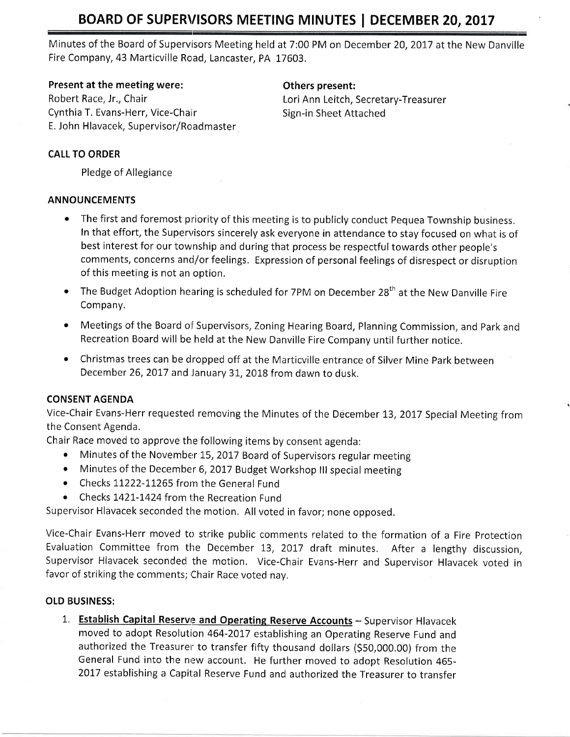# BOARD OF SUPERVISORS MEETING MINUTES | DECEMBER 20, 2017

Minutes of the Board of Supervisors Meeting held at 7:00 PM on December 20, 2017 at the New Danville Fire Company, 43 Marticville Road, Lancaster, PA 17603.

**Present at the meeting were:**
Robert Race, Jr., Chair
Cynthia T. Evans-Herr, Vice-Chair
E. John Hlavacek, Supervisor/Roadmaster

**Others present:**
Lori Ann Leitch, Secretary-Treasurer
Sign-in Sheet Attached

### CALL TO ORDER

Pledge of Allegiance

### ANNOUNCEMENTS

- The first and foremost priority of this meeting is to publicly conduct Pequea Township business. In that effort, the Supervisors sincerely ask everyone in attendance to stay focused on what is of best interest for our township and during that process be respectful towards other people's comments, concerns and/or feelings. Expression of personal feelings of disrespect or disruption of this meeting is not an option.
- The Budget Adoption hearing is scheduled for 7PM on December 28th at the New Danville Fire Company.
- Meetings of the Board of Supervisors, Zoning Hearing Board, Planning Commission, and Park and Recreation Board will be held at the New Danville Fire Company until further notice.
- Christmas trees can be dropped off at the Marticville entrance of Silver Mine Park between December 26, 2017 and January 31, 2018 from dawn to dusk.

### CONSENT AGENDA

Vice-Chair Evans-Herr requested removing the Minutes of the December 13, 2017 Special Meeting from the Consent Agenda.

Chair Race moved to approve the following items by consent agenda:

- Minutes of the November 15, 2017 Board of Supervisors regular meeting
- Minutes of the December 6, 2017 Budget Workshop III special meeting
- Checks 11222-11265 from the General Fund
- Checks 1421-1424 from the Recreation Fund

Supervisor Hlavacek seconded the motion. All voted in favor; none opposed.

Vice-Chair Evans-Herr moved to strike public comments related to the formation of a Fire Protection Evaluation Committee from the December 13, 2017 draft minutes. After a lengthy discussion, Supervisor Hlavacek seconded the motion. Vice-Chair Evans-Herr and Supervisor Hlavacek voted in favor of striking the comments; Chair Race voted nay.

### OLD BUSINESS:

1. **Establish Capital Reserve and Operating Reserve Accounts** – Supervisor Hlavacek moved to adopt Resolution 464-2017 establishing an Operating Reserve Fund and authorized the Treasurer to transfer fifty thousand dollars ($50,000.00) from the General Fund into the new account. He further moved to adopt Resolution 465-2017 establishing a Capital Reserve Fund and authorized the Treasurer to transfer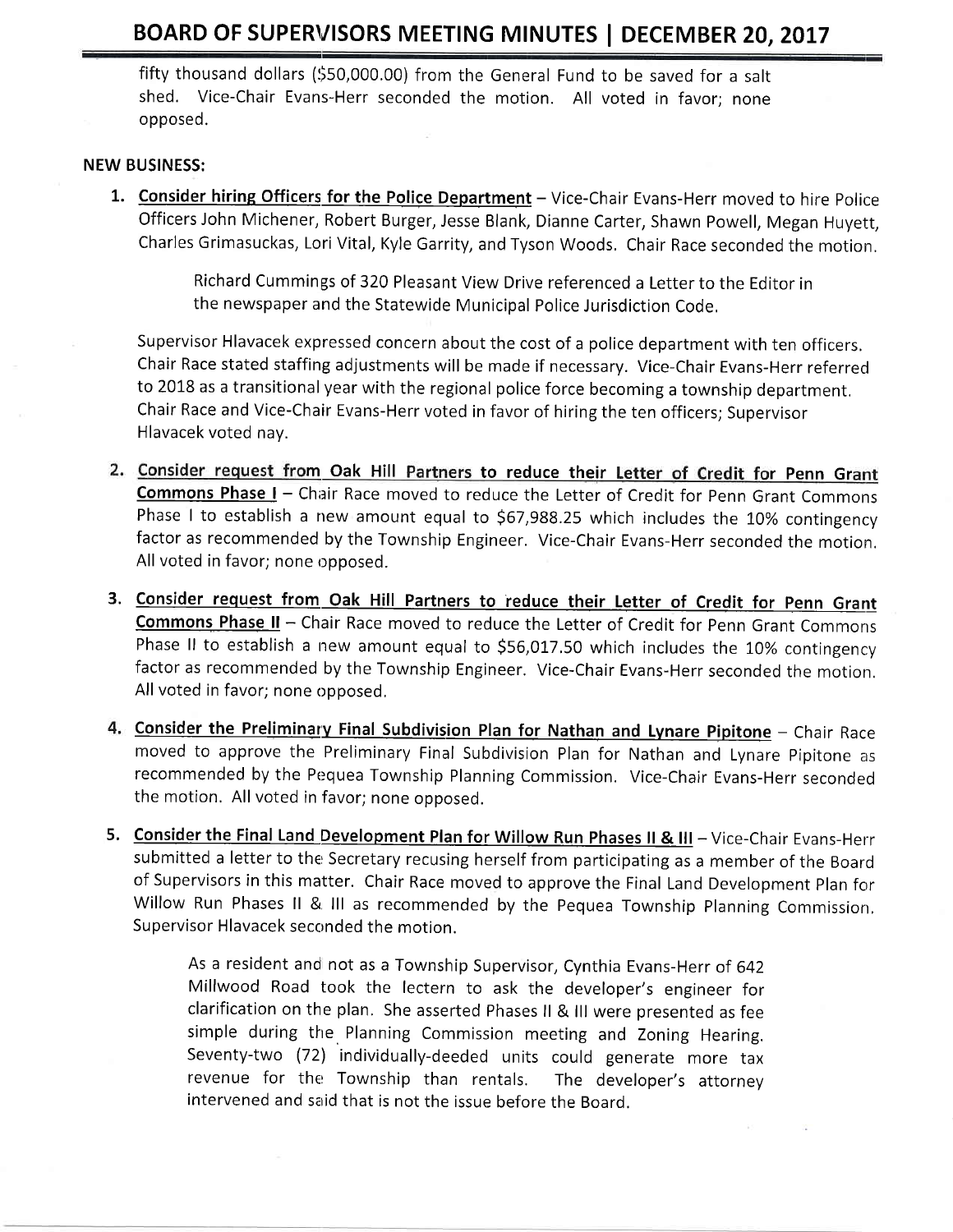fifty thousand dollars ($50,000.00) from the General Fund to be saved for a salt shed. Vice-Chair Evans-Herr seconded the motion. All voted in favor; none opposed.

**NEW BUSINESS:**

1. **Consider hiring Officers for the Police Department** – Vice-Chair Evans-Herr moved to hire Police Officers John Michener, Robert Burger, Jesse Blank, Dianne Carter, Shawn Powell, Megan Huyett, Charles Grimasuckas, Lori Vital, Kyle Garrity, and Tyson Woods. Chair Race seconded the motion.

   Richard Cummings of 320 Pleasant View Drive referenced a Letter to the Editor in the newspaper and the Statewide Municipal Police Jurisdiction Code.

   Supervisor Hlavacek expressed concern about the cost of a police department with ten officers. Chair Race stated staffing adjustments will be made if necessary. Vice-Chair Evans-Herr referred to 2018 as a transitional year with the regional police force becoming a township department. Chair Race and Vice-Chair Evans-Herr voted in favor of hiring the ten officers; Supervisor Hlavacek voted nay.

2. **Consider request from Oak Hill Partners to reduce their Letter of Credit for Penn Grant Commons Phase I** – Chair Race moved to reduce the Letter of Credit for Penn Grant Commons Phase I to establish a new amount equal to $67,988.25 which includes the 10% contingency factor as recommended by the Township Engineer. Vice-Chair Evans-Herr seconded the motion. All voted in favor; none opposed.

3. **Consider request from Oak Hill Partners to reduce their Letter of Credit for Penn Grant Commons Phase II** – Chair Race moved to reduce the Letter of Credit for Penn Grant Commons Phase II to establish a new amount equal to $56,017.50 which includes the 10% contingency factor as recommended by the Township Engineer. Vice-Chair Evans-Herr seconded the motion. All voted in favor; none opposed.

4. **Consider the Preliminary Final Subdivision Plan for Nathan and Lynare Pipitone** – Chair Race moved to approve the Preliminary Final Subdivision Plan for Nathan and Lynare Pipitone as recommended by the Pequea Township Planning Commission. Vice-Chair Evans-Herr seconded the motion. All voted in favor; none opposed.

5. **Consider the Final Land Development Plan for Willow Run Phases II & III** – Vice-Chair Evans-Herr submitted a letter to the Secretary recusing herself from participating as a member of the Board of Supervisors in this matter. Chair Race moved to approve the Final Land Development Plan for Willow Run Phases II & III as recommended by the Pequea Township Planning Commission. Supervisor Hlavacek seconded the motion.

   As a resident and not as a Township Supervisor, Cynthia Evans-Herr of 642 Millwood Road took the lectern to ask the developer's engineer for clarification on the plan. She asserted Phases II & III were presented as fee simple during the Planning Commission meeting and Zoning Hearing. Seventy-two (72) individually-deeded units could generate more tax revenue for the Township than rentals. The developer's attorney intervened and said that is not the issue before the Board.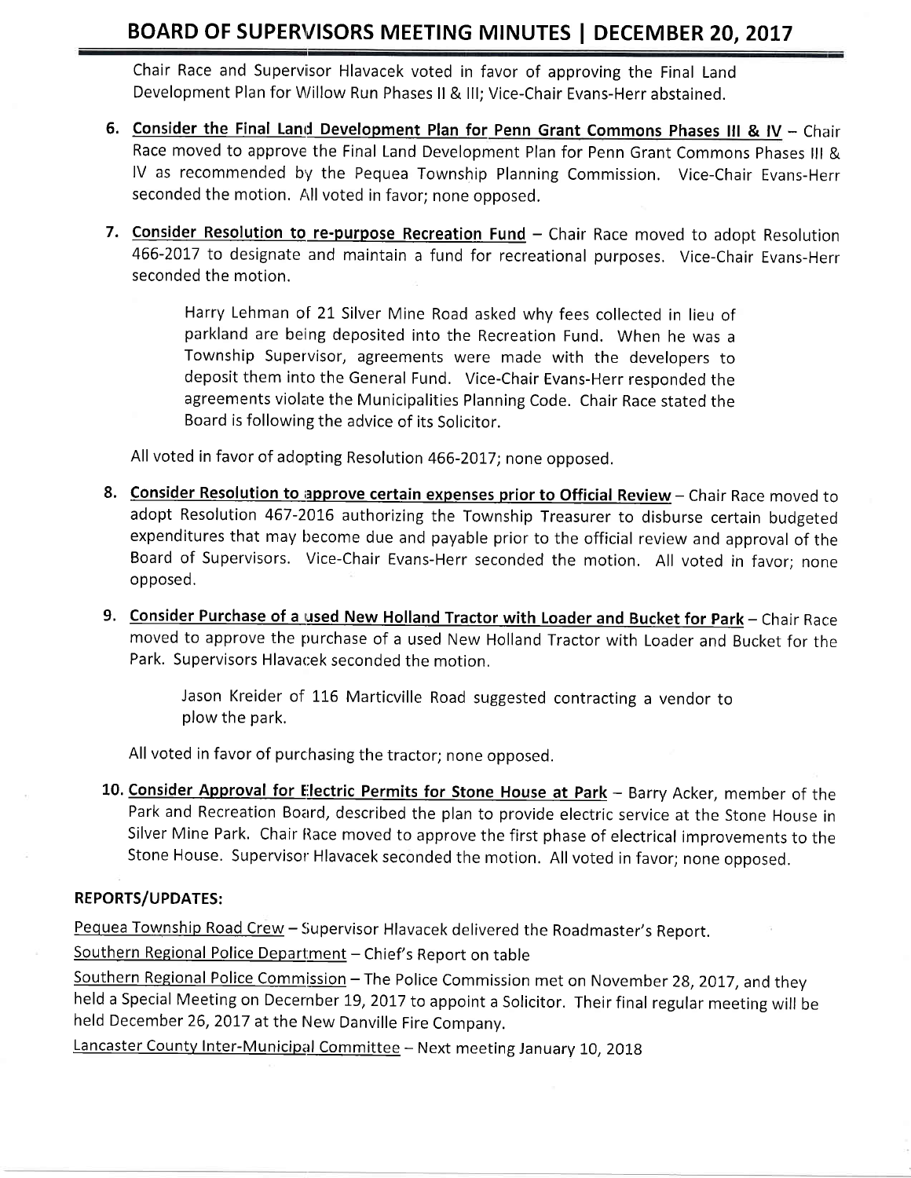Chair Race and Supervisor Hlavacek voted in favor of approving the Final Land Development Plan for Willow Run Phases II & III; Vice-Chair Evans-Herr abstained.

6. **Consider the Final Land Development Plan for Penn Grant Commons Phases III & IV** – Chair Race moved to approve the Final Land Development Plan for Penn Grant Commons Phases III & IV as recommended by the Pequea Township Planning Commission. Vice-Chair Evans-Herr seconded the motion. All voted in favor; none opposed.

7. **Consider Resolution to re-purpose Recreation Fund** – Chair Race moved to adopt Resolution 466-2017 to designate and maintain a fund for recreational purposes. Vice-Chair Evans-Herr seconded the motion.

   Harry Lehman of 21 Silver Mine Road asked why fees collected in lieu of parkland are being deposited into the Recreation Fund. When he was a Township Supervisor, agreements were made with the developers to deposit them into the General Fund. Vice-Chair Evans-Herr responded the agreements violate the Municipalities Planning Code. Chair Race stated the Board is following the advice of its Solicitor.

   All voted in favor of adopting Resolution 466-2017; none opposed.

8. **Consider Resolution to approve certain expenses prior to Official Review** – Chair Race moved to adopt Resolution 467-2016 authorizing the Township Treasurer to disburse certain budgeted expenditures that may become due and payable prior to the official review and approval of the Board of Supervisors. Vice-Chair Evans-Herr seconded the motion. All voted in favor; none opposed.

9. **Consider Purchase of a used New Holland Tractor with Loader and Bucket for Park** – Chair Race moved to approve the purchase of a used New Holland Tractor with Loader and Bucket for the Park. Supervisors Hlavacek seconded the motion.

   Jason Kreider of 116 Marticville Road suggested contracting a vendor to plow the park.

   All voted in favor of purchasing the tractor; none opposed.

10. **Consider Approval for Electric Permits for Stone House at Park** – Barry Acker, member of the Park and Recreation Board, described the plan to provide electric service at the Stone House in Silver Mine Park. Chair Race moved to approve the first phase of electrical improvements to the Stone House. Supervisor Hlavacek seconded the motion. All voted in favor; none opposed.

**REPORTS/UPDATES:**

Pequea Township Road Crew – Supervisor Hlavacek delivered the Roadmaster's Report.

Southern Regional Police Department – Chief's Report on table

Southern Regional Police Commission – The Police Commission met on November 28, 2017, and they held a Special Meeting on December 19, 2017 to appoint a Solicitor. Their final regular meeting will be held December 26, 2017 at the New Danville Fire Company.

Lancaster County Inter-Municipal Committee – Next meeting January 10, 2018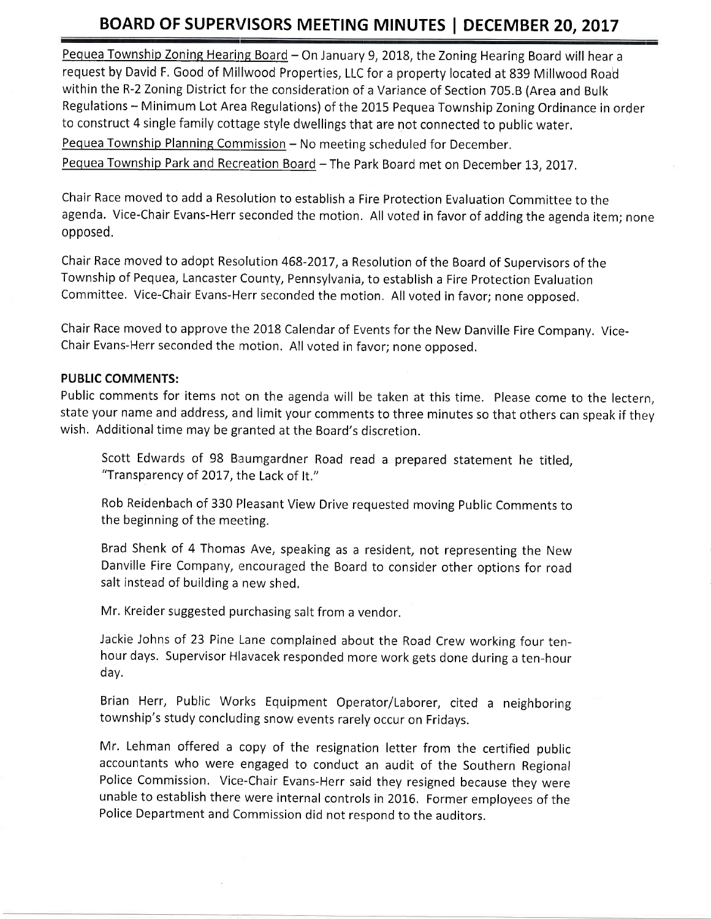Pequea Township Zoning Hearing Board – On January 9, 2018, the Zoning Hearing Board will hear a request by David F. Good of Millwood Properties, LLC for a property located at 839 Millwood Road within the R-2 Zoning District for the consideration of a Variance of Section 705.B (Area and Bulk Regulations – Minimum Lot Area Regulations) of the 2015 Pequea Township Zoning Ordinance in order to construct 4 single family cottage style dwellings that are not connected to public water.

Pequea Township Planning Commission – No meeting scheduled for December.

Pequea Township Park and Recreation Board – The Park Board met on December 13, 2017.

Chair Race moved to add a Resolution to establish a Fire Protection Evaluation Committee to the agenda. Vice-Chair Evans-Herr seconded the motion. All voted in favor of adding the agenda item; none opposed.

Chair Race moved to adopt Resolution 468-2017, a Resolution of the Board of Supervisors of the Township of Pequea, Lancaster County, Pennsylvania, to establish a Fire Protection Evaluation Committee. Vice-Chair Evans-Herr seconded the motion. All voted in favor; none opposed.

Chair Race moved to approve the 2018 Calendar of Events for the New Danville Fire Company. Vice-Chair Evans-Herr seconded the motion. All voted in favor; none opposed.

**PUBLIC COMMENTS:**

Public comments for items not on the agenda will be taken at this time. Please come to the lectern, state your name and address, and limit your comments to three minutes so that others can speak if they wish. Additional time may be granted at the Board's discretion.

> Scott Edwards of 98 Baumgardner Road read a prepared statement he titled, "Transparency of 2017, the Lack of It."
>
> Rob Reidenbach of 330 Pleasant View Drive requested moving Public Comments to the beginning of the meeting.
>
> Brad Shenk of 4 Thomas Ave, speaking as a resident, not representing the New Danville Fire Company, encouraged the Board to consider other options for road salt instead of building a new shed.
>
> Mr. Kreider suggested purchasing salt from a vendor.
>
> Jackie Johns of 23 Pine Lane complained about the Road Crew working four ten-hour days. Supervisor Hlavacek responded more work gets done during a ten-hour day.
>
> Brian Herr, Public Works Equipment Operator/Laborer, cited a neighboring township's study concluding snow events rarely occur on Fridays.
>
> Mr. Lehman offered a copy of the resignation letter from the certified public accountants who were engaged to conduct an audit of the Southern Regional Police Commission. Vice-Chair Evans-Herr said they resigned because they were unable to establish there were internal controls in 2016. Former employees of the Police Department and Commission did not respond to the auditors.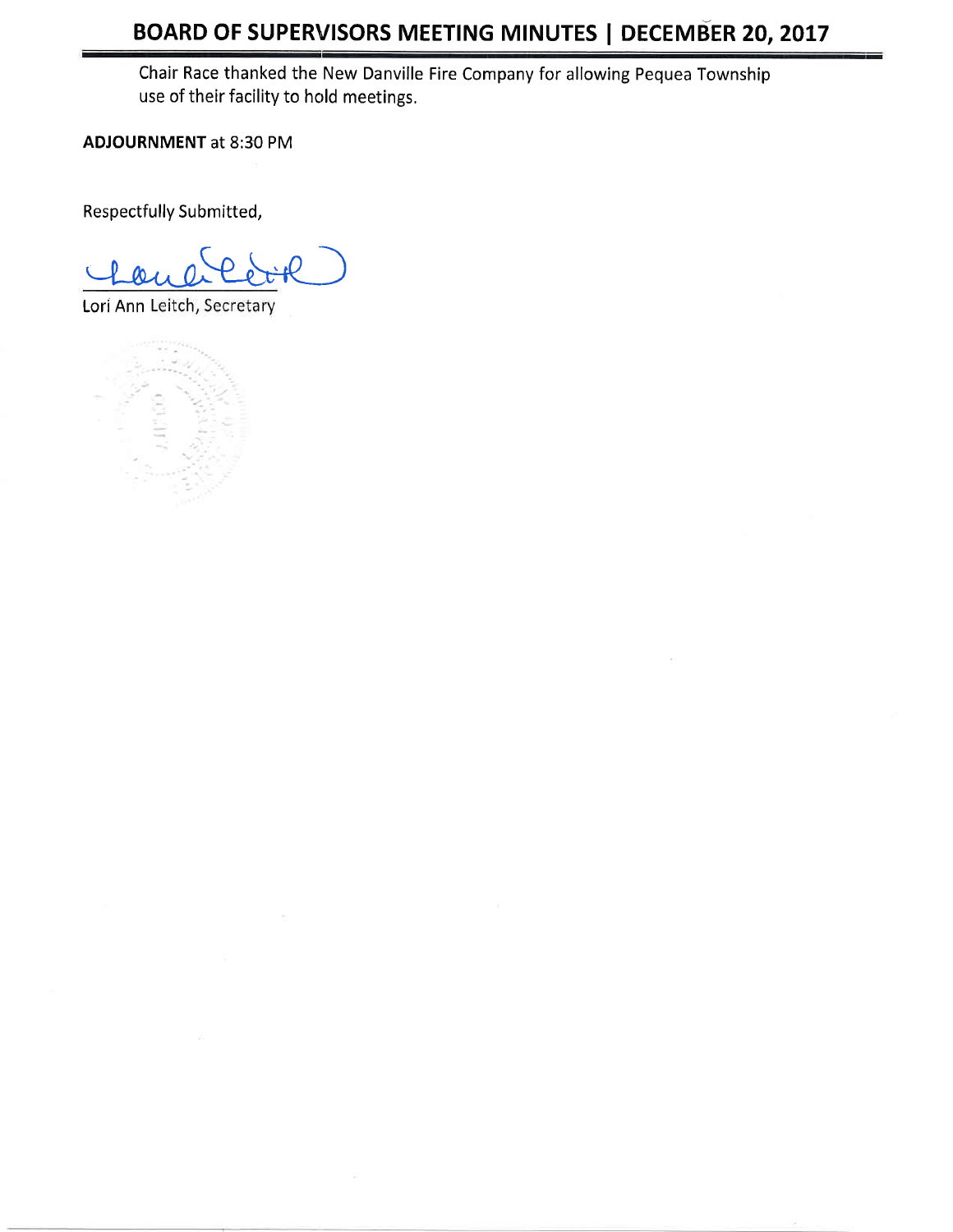Chair Race thanked the New Danville Fire Company for allowing Pequea Township use of their facility to hold meetings.

**ADJOURNMENT** at 8:30 PM

Respectfully Submitted,

Lori Ann Leitch, Secretary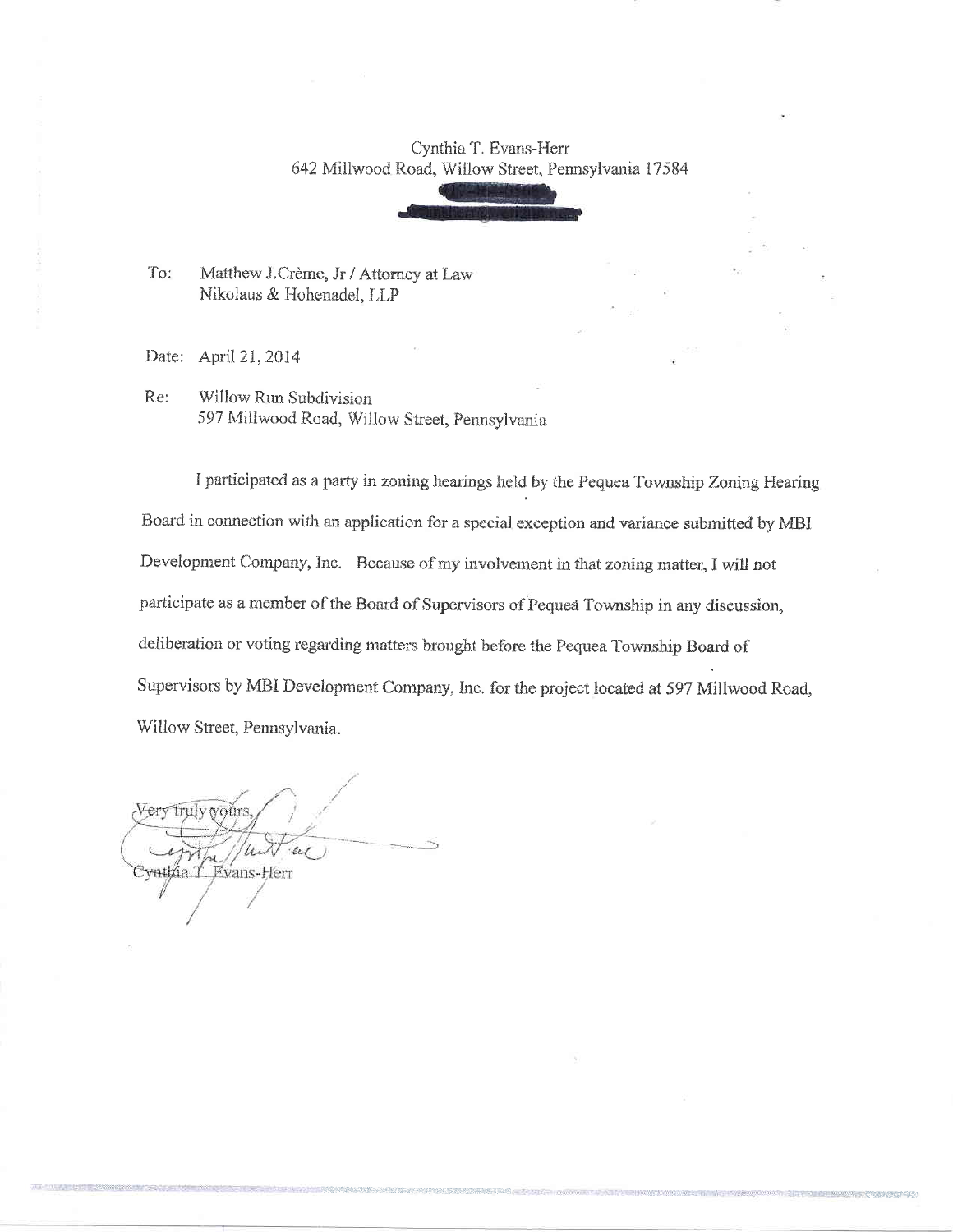Cynthia T. Evans-Herr
642 Millwood Road, Willow Street, Pennsylvania 17584

To: Matthew J.Crème, Jr / Attorney at Law
Nikolaus & Hohenadel, LLP

Date: April 21, 2014

Re: Willow Run Subdivision
597 Millwood Road, Willow Street, Pennsylvania

I participated as a party in zoning hearings held by the Pequea Township Zoning Hearing Board in connection with an application for a special exception and variance submitted by MBI Development Company, Inc. Because of my involvement in that zoning matter, I will not participate as a member of the Board of Supervisors of Pequea Township in any discussion, deliberation or voting regarding matters brought before the Pequea Township Board of Supervisors by MBI Development Company, Inc. for the project located at 597 Millwood Road, Willow Street, Pennsylvania.

Very truly yours,

Cynthia T. Evans-Herr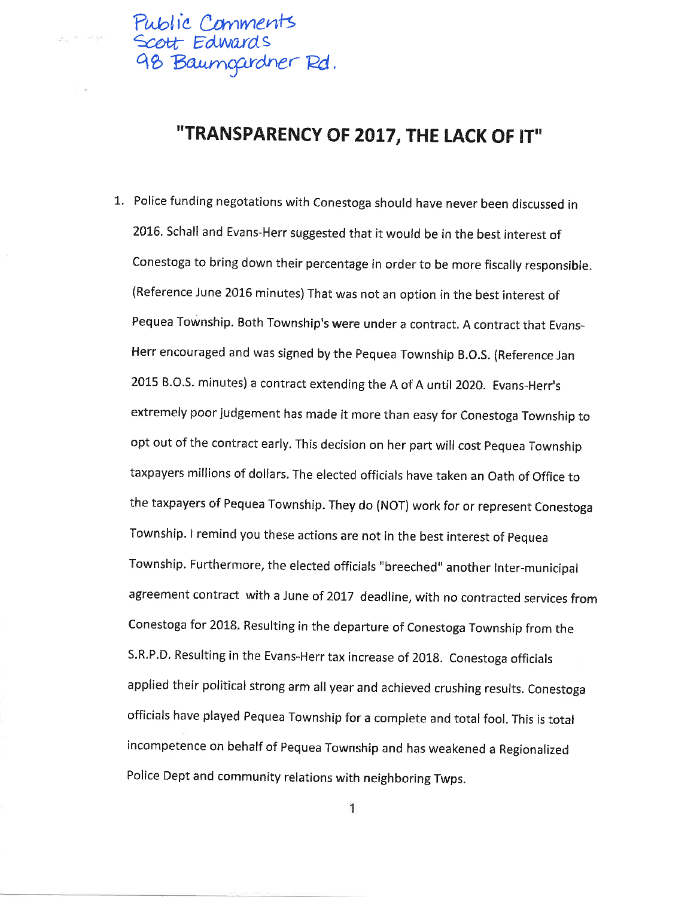Public Comments
Scott Edwards
98 Baumgardner Rd.

# "TRANSPARENCY OF 2017, THE LACK OF IT"

1. Police funding negotations with Conestoga should have never been discussed in 2016. Schall and Evans-Herr suggested that it would be in the best interest of Conestoga to bring down their percentage in order to be more fiscally responsible. (Reference June 2016 minutes) That was not an option in the best interest of Pequea Township. Both Township's were under a contract. A contract that Evans-Herr encouraged and was signed by the Pequea Township B.O.S. (Reference Jan 2015 B.O.S. minutes) a contract extending the A of A until 2020. Evans-Herr's extremely poor judgement has made it more than easy for Conestoga Township to opt out of the contract early. This decision on her part will cost Pequea Township taxpayers millions of dollars. The elected officials have taken an Oath of Office to the taxpayers of Pequea Township. They do (NOT) work for or represent Conestoga Township. I remind you these actions are not in the best interest of Pequea Township. Furthermore, the elected officials "breeched" another Inter-municipal agreement contract with a June of 2017 deadline, with no contracted services from Conestoga for 2018. Resulting in the departure of Conestoga Township from the S.R.P.D. Resulting in the Evans-Herr tax increase of 2018. Conestoga officials applied their political strong arm all year and achieved crushing results. Conestoga officials have played Pequea Township for a complete and total fool. This is total incompetence on behalf of Pequea Township and has weakened a Regionalized Police Dept and community relations with neighboring Twps.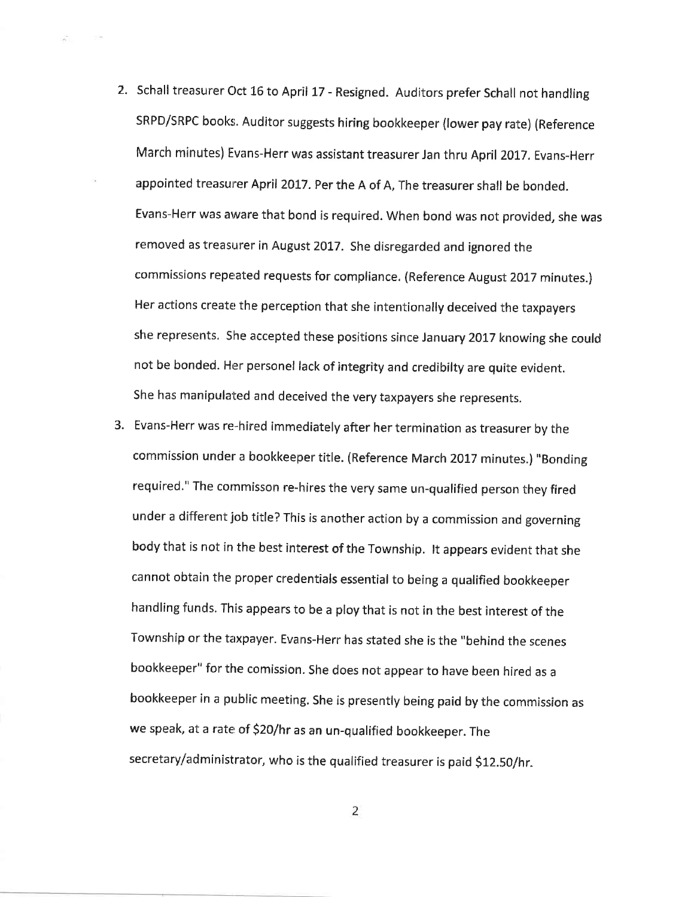2. Schall treasurer Oct 16 to April 17 - Resigned. Auditors prefer Schall not handling SRPD/SRPC books. Auditor suggests hiring bookkeeper (lower pay rate) (Reference March minutes) Evans-Herr was assistant treasurer Jan thru April 2017. Evans-Herr appointed treasurer April 2017. Per the A of A, The treasurer shall be bonded. Evans-Herr was aware that bond is required. When bond was not provided, she was removed as treasurer in August 2017. She disregarded and ignored the commissions repeated requests for compliance. (Reference August 2017 minutes.) Her actions create the perception that she intentionally deceived the taxpayers she represents. She accepted these positions since January 2017 knowing she could not be bonded. Her personel lack of integrity and credibilty are quite evident. She has manipulated and deceived the very taxpayers she represents.
3. Evans-Herr was re-hired immediately after her termination as treasurer by the commission under a bookkeeper title. (Reference March 2017 minutes.) "Bonding required." The commisson re-hires the very same un-qualified person they fired under a different job title? This is another action by a commission and governing body that is not in the best interest of the Township. It appears evident that she cannot obtain the proper credentials essential to being a qualified bookkeeper handling funds. This appears to be a ploy that is not in the best interest of the Township or the taxpayer. Evans-Herr has stated she is the "behind the scenes bookkeeper" for the comission. She does not appear to have been hired as a bookkeeper in a public meeting. She is presently being paid by the commission as we speak, at a rate of $20/hr as an un-qualified bookkeeper. The secretary/administrator, who is the qualified treasurer is paid $12.50/hr.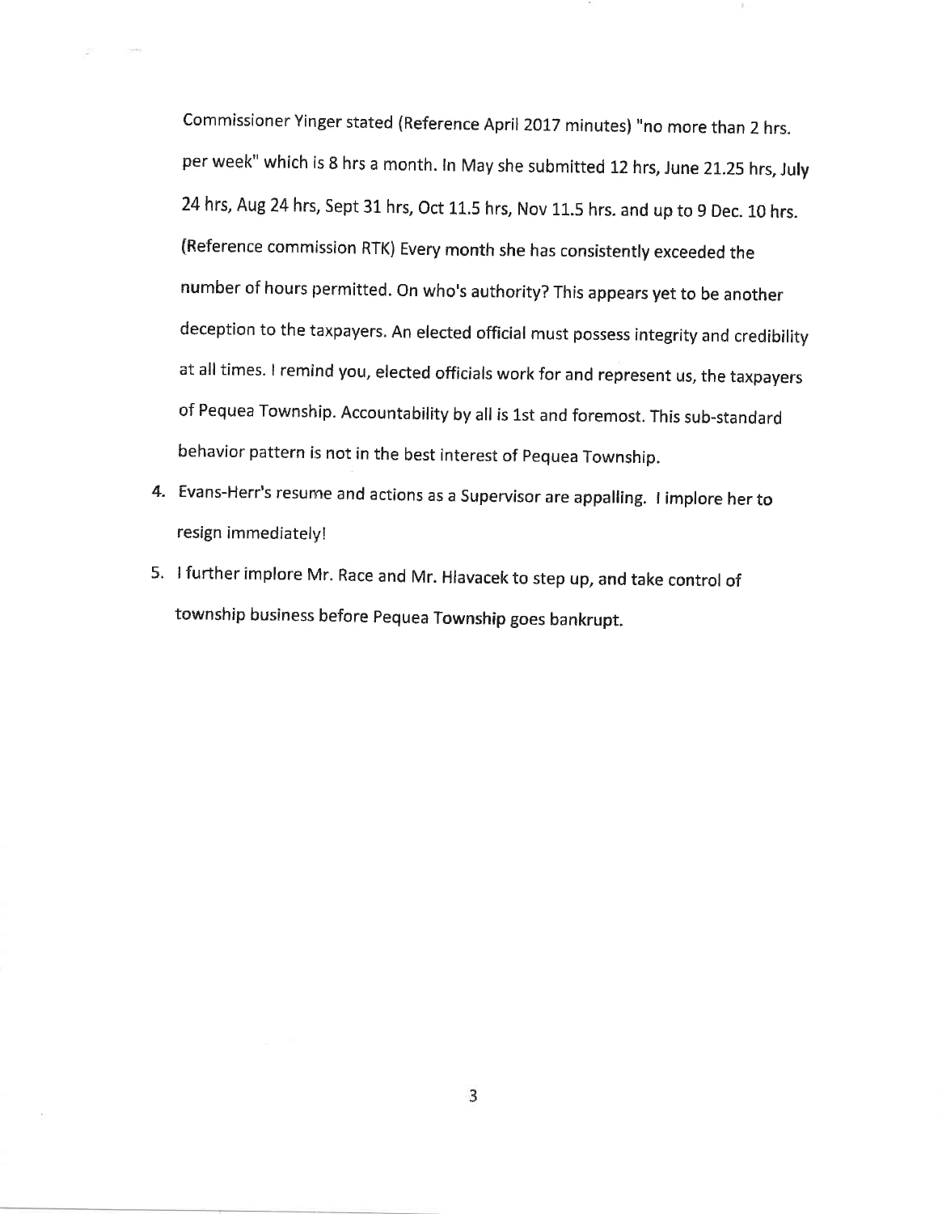Commissioner Yinger stated (Reference April 2017 minutes) "no more than 2 hrs. per week" which is 8 hrs a month. In May she submitted 12 hrs, June 21.25 hrs, July 24 hrs, Aug 24 hrs, Sept 31 hrs, Oct 11.5 hrs, Nov 11.5 hrs. and up to 9 Dec. 10 hrs. (Reference commission RTK) Every month she has consistently exceeded the number of hours permitted. On who's authority? This appears yet to be another deception to the taxpayers. An elected official must possess integrity and credibility at all times. I remind you, elected officials work for and represent us, the taxpayers of Pequea Township. Accountability by all is 1st and foremost. This sub-standard behavior pattern is not in the best interest of Pequea Township.

4. Evans-Herr's resume and actions as a Supervisor are appalling. I implore her to resign immediately!
5. I further implore Mr. Race and Mr. Hlavacek to step up, and take control of township business before Pequea Township goes bankrupt.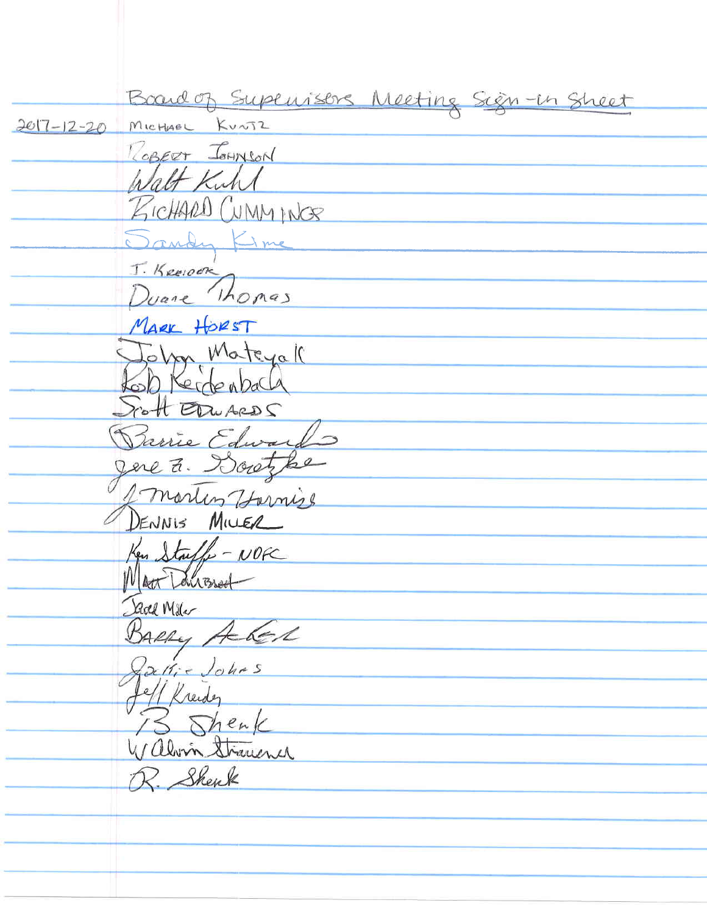# Board of Supervisors Meeting Sign-in Sheet

2017-12-20

Michael Kuntz
Robert Johnson
Walt Kuhl
Richard Cummings
Sandy Kime
T. Kreider
Duane Thomas
Mark Horst
John Mateyak
Rob Reidenbach
Scott Edwards
Barrie Edwards
Gene Z. Goretzke
J. Martin Harnish
Dennis Miller
Ken Stauffer - NDFC
Matt Dombach
Jared Miller
Barry Acker
Jackie Johns
Jeff Kreider
B. Shenk
W Alvin Stauffer
R. Shenk